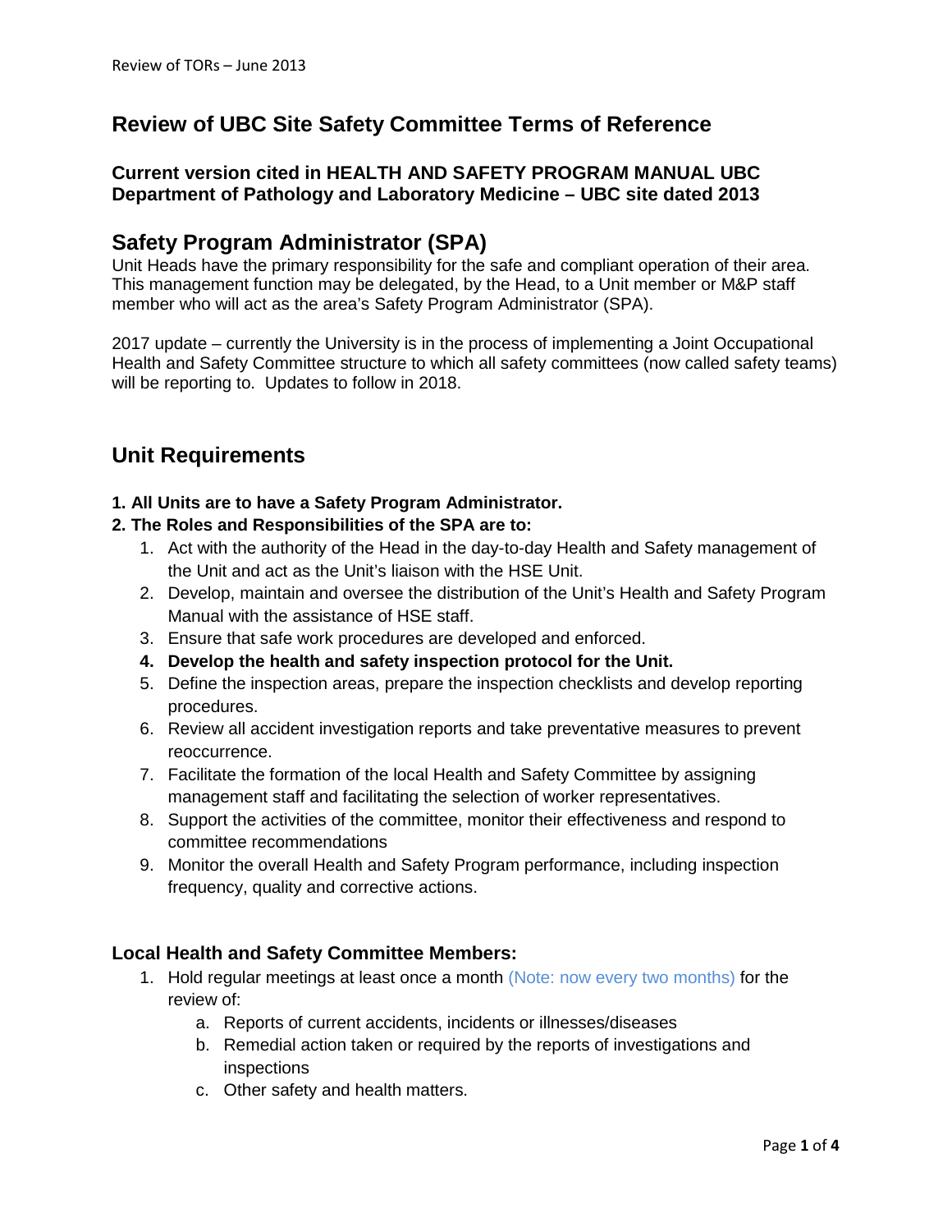# Review of UBC Site Safety Committee Terms of Reference

### Current version cited in HEALTH AND SAFETY PROGRAM MANUAL UBC Department of Pathology and Laboratory Medicine – UBC site dated 2013

## Safety Program Administrator (SPA)

Unit Heads have the primary responsibility for the safe and compliant operation of their area. This management function may be delegated, by the Head, to a Unit member or M&P staff member who will act as the area's Safety Program Administrator (SPA).

2017 update – currently the University is in the process of implementing a Joint Occupational Health and Safety Committee structure to which all safety committees (now called safety teams) will be reporting to. Updates to follow in 2018.

## Unit Requirements

**1. All Units are to have a Safety Program Administrator.**

**2. The Roles and Responsibilities of the SPA are to:**

1. Act with the authority of the Head in the day-to-day Health and Safety management of the Unit and act as the Unit's liaison with the HSE Unit.
2. Develop, maintain and oversee the distribution of the Unit's Health and Safety Program Manual with the assistance of HSE staff.
3. Ensure that safe work procedures are developed and enforced.
4. **Develop the health and safety inspection protocol for the Unit.**
5. Define the inspection areas, prepare the inspection checklists and develop reporting procedures.
6. Review all accident investigation reports and take preventative measures to prevent reoccurrence.
7. Facilitate the formation of the local Health and Safety Committee by assigning management staff and facilitating the selection of worker representatives.
8. Support the activities of the committee, monitor their effectiveness and respond to committee recommendations
9. Monitor the overall Health and Safety Program performance, including inspection frequency, quality and corrective actions.

### Local Health and Safety Committee Members:

1. Hold regular meetings at least once a month (Note: now every two months) for the review of:
   a. Reports of current accidents, incidents or illnesses/diseases
   b. Remedial action taken or required by the reports of investigations and inspections
   c. Other safety and health matters.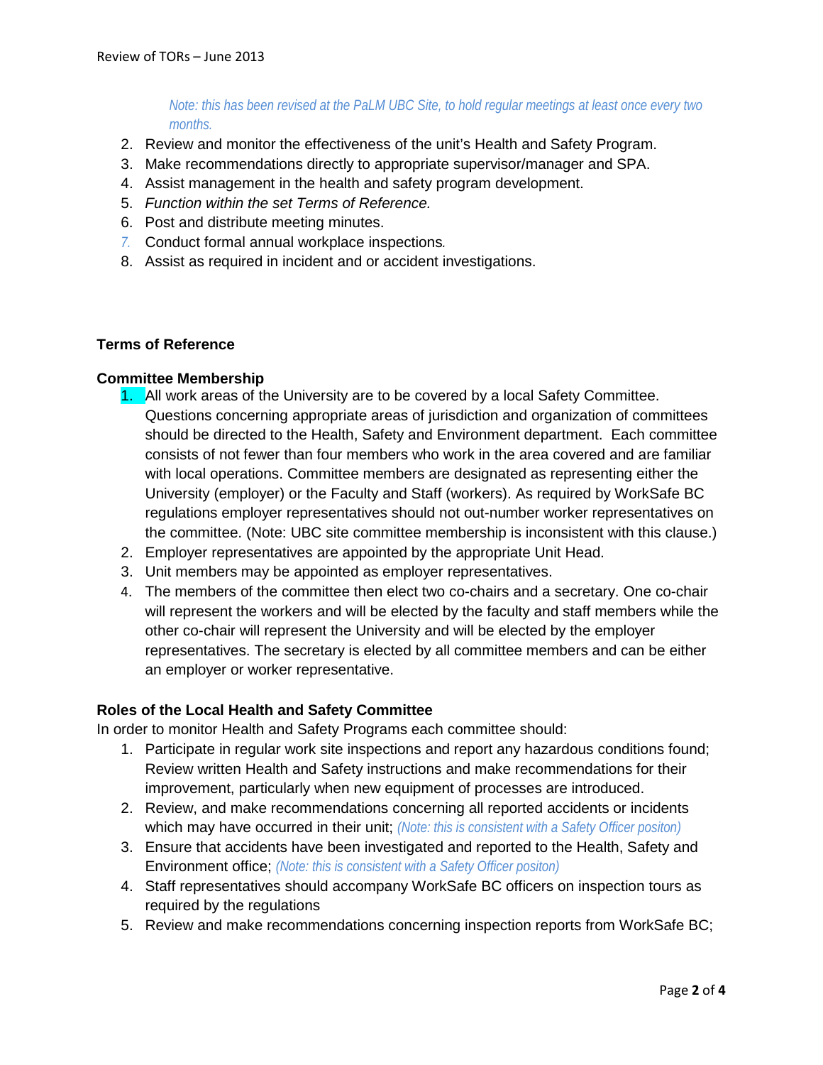*Note: this has been revised at the PaLM UBC Site, to hold regular meetings at least once every two months.*

2. Review and monitor the effectiveness of the unit's Health and Safety Program.
3. Make recommendations directly to appropriate supervisor/manager and SPA.
4. Assist management in the health and safety program development.
5. *Function within the set Terms of Reference.*
6. Post and distribute meeting minutes.
7. Conduct formal annual workplace inspections.
8. Assist as required in incident and or accident investigations.

**Terms of Reference**

**Committee Membership**

1. All work areas of the University are to be covered by a local Safety Committee. Questions concerning appropriate areas of jurisdiction and organization of committees should be directed to the Health, Safety and Environment department. Each committee consists of not fewer than four members who work in the area covered and are familiar with local operations. Committee members are designated as representing either the University (employer) or the Faculty and Staff (workers). As required by WorkSafe BC regulations employer representatives should not out-number worker representatives on the committee. (Note: UBC site committee membership is inconsistent with this clause.)
2. Employer representatives are appointed by the appropriate Unit Head.
3. Unit members may be appointed as employer representatives.
4. The members of the committee then elect two co-chairs and a secretary. One co-chair will represent the workers and will be elected by the faculty and staff members while the other co-chair will represent the University and will be elected by the employer representatives. The secretary is elected by all committee members and can be either an employer or worker representative.

**Roles of the Local Health and Safety Committee**

In order to monitor Health and Safety Programs each committee should:

1. Participate in regular work site inspections and report any hazardous conditions found; Review written Health and Safety instructions and make recommendations for their improvement, particularly when new equipment of processes are introduced.
2. Review, and make recommendations concerning all reported accidents or incidents which may have occurred in their unit; *(Note: this is consistent with a Safety Officer positon)*
3. Ensure that accidents have been investigated and reported to the Health, Safety and Environment office; *(Note: this is consistent with a Safety Officer positon)*
4. Staff representatives should accompany WorkSafe BC officers on inspection tours as required by the regulations
5. Review and make recommendations concerning inspection reports from WorkSafe BC;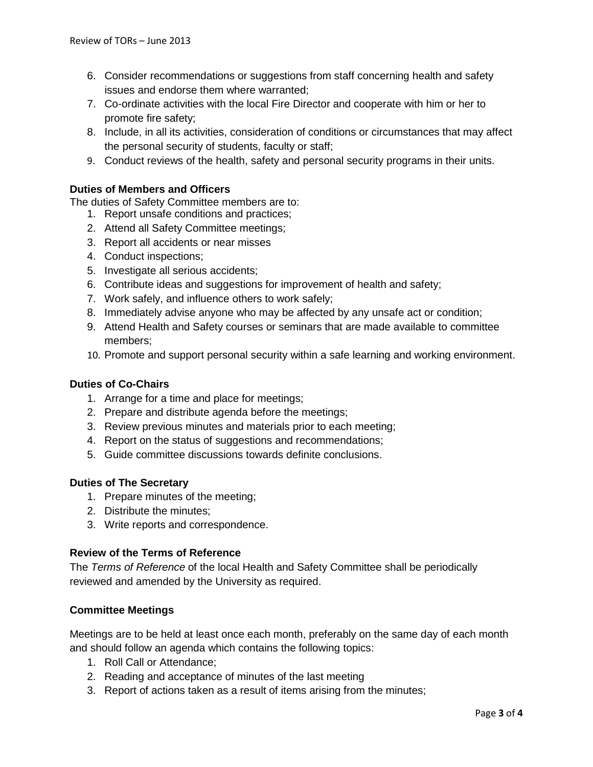6. Consider recommendations or suggestions from staff concerning health and safety issues and endorse them where warranted;
7. Co-ordinate activities with the local Fire Director and cooperate with him or her to promote fire safety;
8. Include, in all its activities, consideration of conditions or circumstances that may affect the personal security of students, faculty or staff;
9. Conduct reviews of the health, safety and personal security programs in their units.

### Duties of Members and Officers

The duties of Safety Committee members are to:

1. Report unsafe conditions and practices;
2. Attend all Safety Committee meetings;
3. Report all accidents or near misses
4. Conduct inspections;
5. Investigate all serious accidents;
6. Contribute ideas and suggestions for improvement of health and safety;
7. Work safely, and influence others to work safely;
8. Immediately advise anyone who may be affected by any unsafe act or condition;
9. Attend Health and Safety courses or seminars that are made available to committee members;
10. Promote and support personal security within a safe learning and working environment.

### Duties of Co-Chairs

1. Arrange for a time and place for meetings;
2. Prepare and distribute agenda before the meetings;
3. Review previous minutes and materials prior to each meeting;
4. Report on the status of suggestions and recommendations;
5. Guide committee discussions towards definite conclusions.

### Duties of The Secretary

1. Prepare minutes of the meeting;
2. Distribute the minutes;
3. Write reports and correspondence.

### Review of the Terms of Reference

The *Terms of Reference* of the local Health and Safety Committee shall be periodically reviewed and amended by the University as required.

### Committee Meetings

Meetings are to be held at least once each month, preferably on the same day of each month and should follow an agenda which contains the following topics:

1. Roll Call or Attendance;
2. Reading and acceptance of minutes of the last meeting
3. Report of actions taken as a result of items arising from the minutes;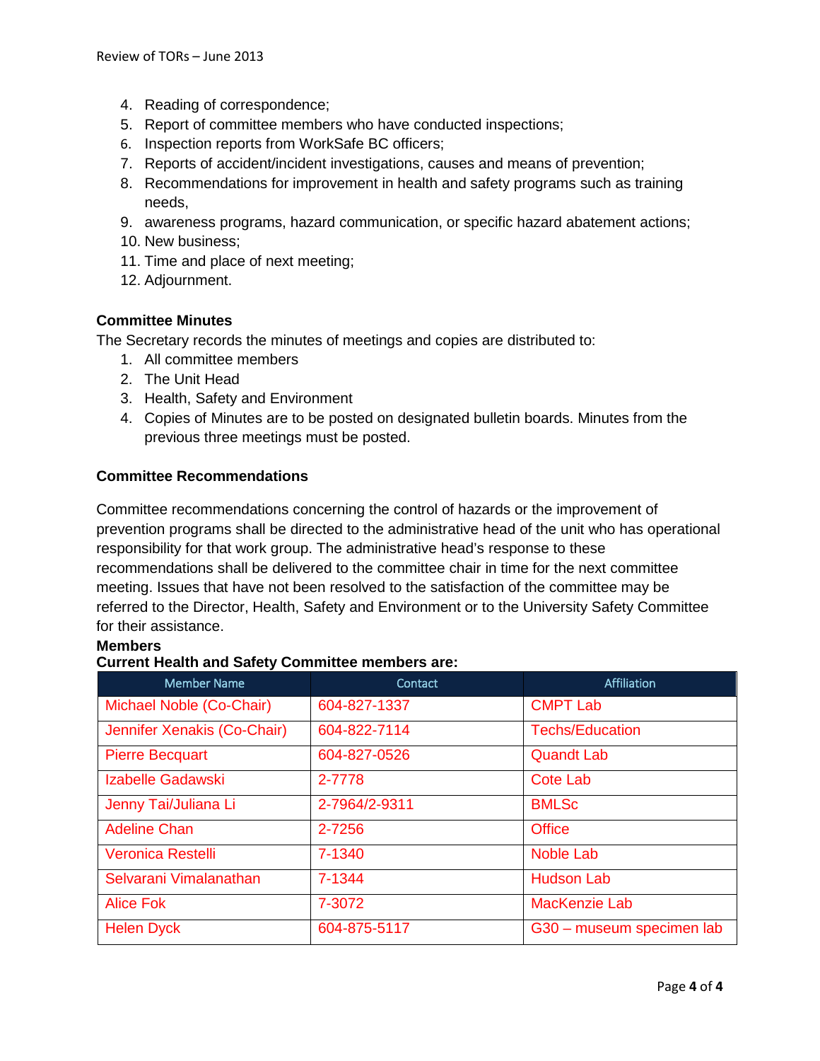4. Reading of correspondence;
5. Report of committee members who have conducted inspections;
6. Inspection reports from WorkSafe BC officers;
7. Reports of accident/incident investigations, causes and means of prevention;
8. Recommendations for improvement in health and safety programs such as training needs,
9. awareness programs, hazard communication, or specific hazard abatement actions;
10. New business;
11. Time and place of next meeting;
12. Adjournment.

**Committee Minutes**

The Secretary records the minutes of meetings and copies are distributed to:

1. All committee members
2. The Unit Head
3. Health, Safety and Environment
4. Copies of Minutes are to be posted on designated bulletin boards. Minutes from the previous three meetings must be posted.

**Committee Recommendations**

Committee recommendations concerning the control of hazards or the improvement of prevention programs shall be directed to the administrative head of the unit who has operational responsibility for that work group. The administrative head's response to these recommendations shall be delivered to the committee chair in time for the next committee meeting. Issues that have not been resolved to the satisfaction of the committee may be referred to the Director, Health, Safety and Environment or to the University Safety Committee for their assistance.

**Members**

**Current Health and Safety Committee members are:**

| Member Name | Contact | Affiliation |
|---|---|---|
| Michael Noble (Co-Chair) | 604-827-1337 | CMPT Lab |
| Jennifer Xenakis (Co-Chair) | 604-822-7114 | Techs/Education |
| Pierre Becquart | 604-827-0526 | Quandt Lab |
| Izabelle Gadawski | 2-7778 | Cote Lab |
| Jenny Tai/Juliana Li | 2-7964/2-9311 | BMLSc |
| Adeline Chan | 2-7256 | Office |
| Veronica Restelli | 7-1340 | Noble Lab |
| Selvarani Vimalanathan | 7-1344 | Hudson Lab |
| Alice Fok | 7-3072 | MacKenzie Lab |
| Helen Dyck | 604-875-5117 | G30 – museum specimen lab |